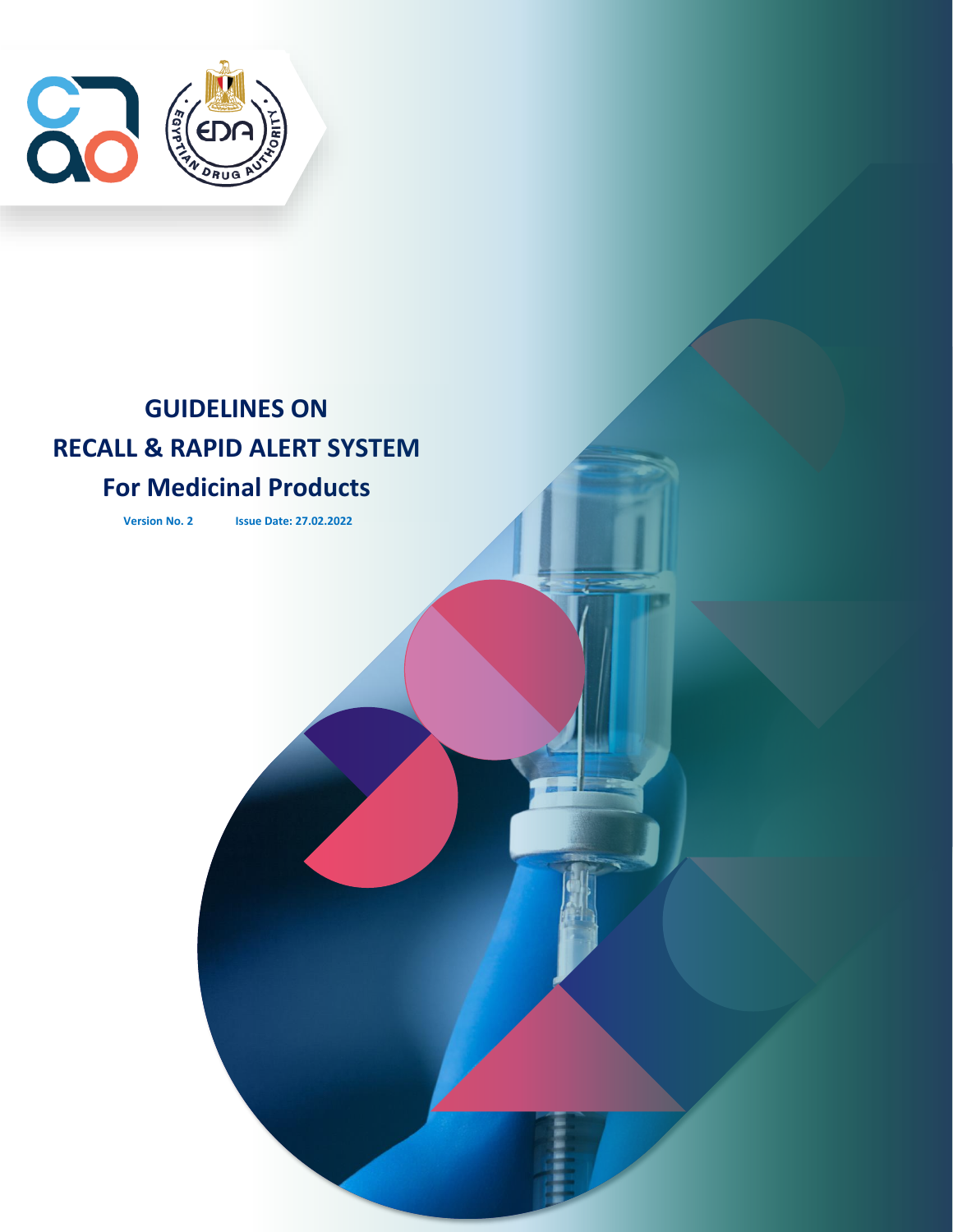# GUIDELINES ON RECALL & RAPID ALERT SYSTEM For Medicinal Products

**Version No. 2** **Issue Date: 27.02.2022**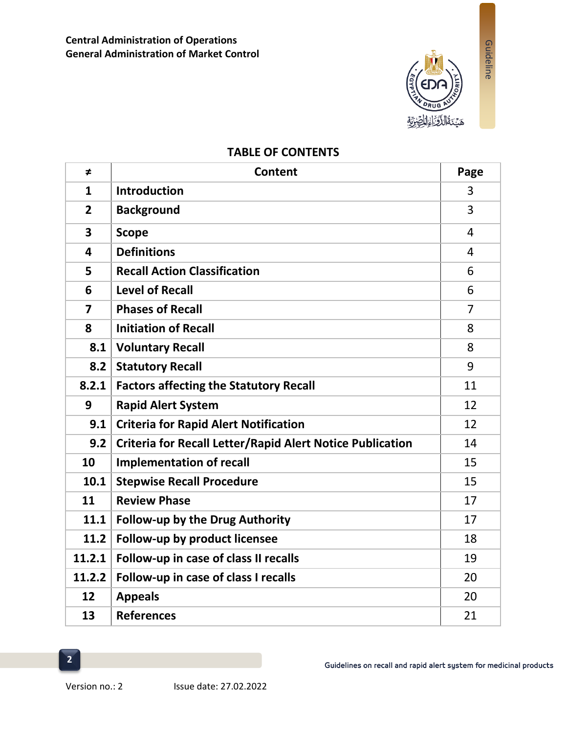## TABLE OF CONTENTS

| ≠ | Content | Page |
|---|---|---|
| 1 | Introduction | 3 |
| 2 | Background | 3 |
| 3 | Scope | 4 |
| 4 | Definitions | 4 |
| 5 | Recall Action Classification | 6 |
| 6 | Level of Recall | 6 |
| 7 | Phases of Recall | 7 |
| 8 | Initiation of Recall | 8 |
| 8.1 | Voluntary Recall | 8 |
| 8.2 | Statutory Recall | 9 |
| 8.2.1 | Factors affecting the Statutory Recall | 11 |
| 9 | Rapid Alert System | 12 |
| 9.1 | Criteria for Rapid Alert Notification | 12 |
| 9.2 | Criteria for Recall Letter/Rapid Alert Notice Publication | 14 |
| 10 | Implementation of recall | 15 |
| 10.1 | Stepwise Recall Procedure | 15 |
| 11 | Review Phase | 17 |
| 11.1 | Follow-up by the Drug Authority | 17 |
| 11.2 | Follow-up by product licensee | 18 |
| 11.2.1 | Follow-up in case of class II recalls | 19 |
| 11.2.2 | Follow-up in case of class I recalls | 20 |
| 12 | Appeals | 20 |
| 13 | References | 21 |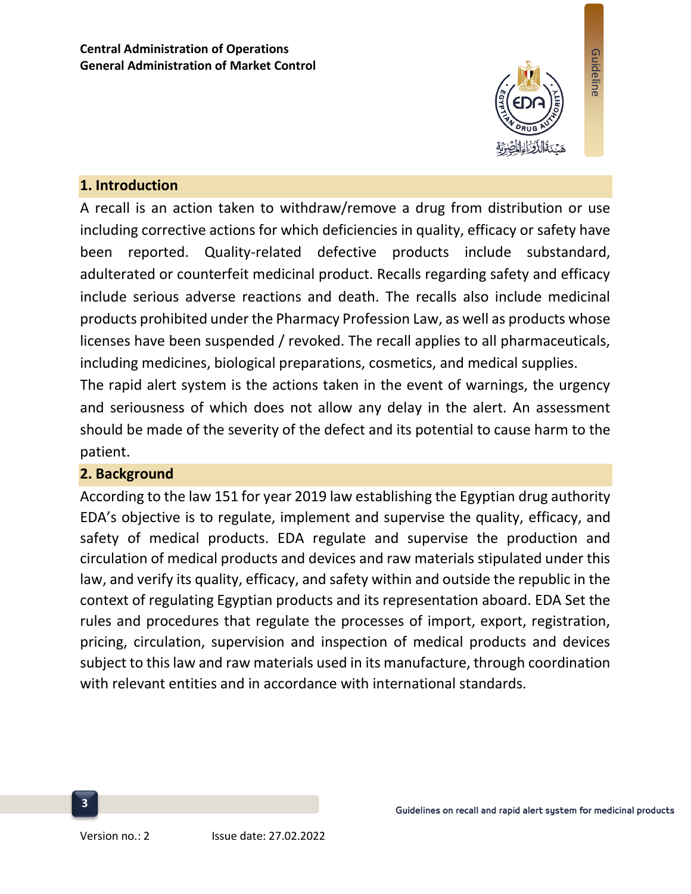## 1. Introduction

A recall is an action taken to withdraw/remove a drug from distribution or use including corrective actions for which deficiencies in quality, efficacy or safety have been reported. Quality-related defective products include substandard, adulterated or counterfeit medicinal product. Recalls regarding safety and efficacy include serious adverse reactions and death. The recalls also include medicinal products prohibited under the Pharmacy Profession Law, as well as products whose licenses have been suspended / revoked. The recall applies to all pharmaceuticals, including medicines, biological preparations, cosmetics, and medical supplies.

The rapid alert system is the actions taken in the event of warnings, the urgency and seriousness of which does not allow any delay in the alert. An assessment should be made of the severity of the defect and its potential to cause harm to the patient.

## 2. Background

According to the law 151 for year 2019 law establishing the Egyptian drug authority EDA's objective is to regulate, implement and supervise the quality, efficacy, and safety of medical products. EDA regulate and supervise the production and circulation of medical products and devices and raw materials stipulated under this law, and verify its quality, efficacy, and safety within and outside the republic in the context of regulating Egyptian products and its representation aboard. EDA Set the rules and procedures that regulate the processes of import, export, registration, pricing, circulation, supervision and inspection of medical products and devices subject to this law and raw materials used in its manufacture, through coordination with relevant entities and in accordance with international standards.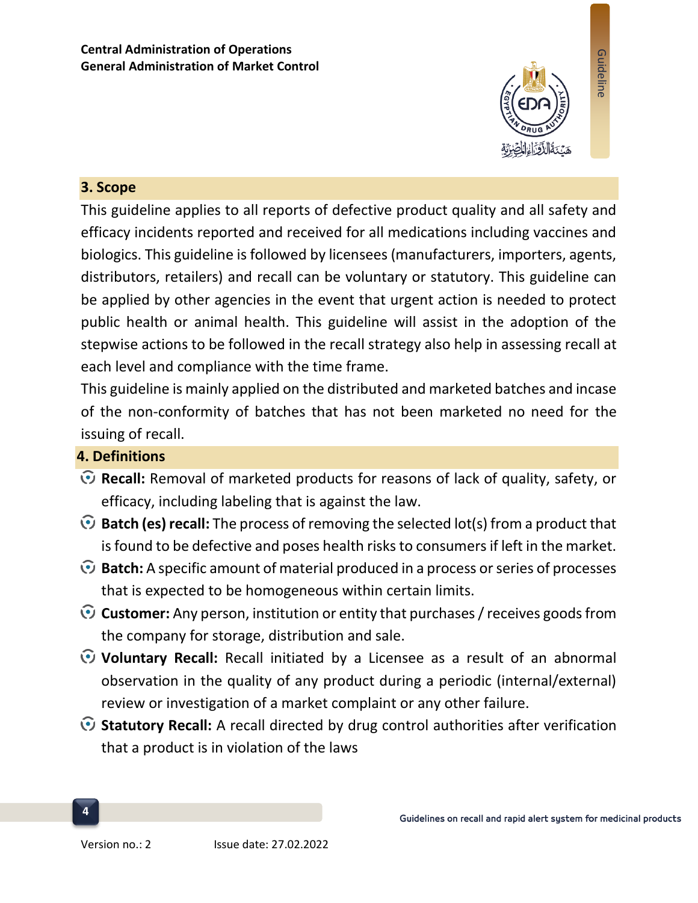## 3. Scope

This guideline applies to all reports of defective product quality and all safety and efficacy incidents reported and received for all medications including vaccines and biologics. This guideline is followed by licensees (manufacturers, importers, agents, distributors, retailers) and recall can be voluntary or statutory. This guideline can be applied by other agencies in the event that urgent action is needed to protect public health or animal health. This guideline will assist in the adoption of the stepwise actions to be followed in the recall strategy also help in assessing recall at each level and compliance with the time frame.

This guideline is mainly applied on the distributed and marketed batches and incase of the non-conformity of batches that has not been marketed no need for the issuing of recall.

## 4. Definitions

- **Recall:** Removal of marketed products for reasons of lack of quality, safety, or efficacy, including labeling that is against the law.
- **Batch (es) recall:** The process of removing the selected lot(s) from a product that is found to be defective and poses health risks to consumers if left in the market.
- **Batch:** A specific amount of material produced in a process or series of processes that is expected to be homogeneous within certain limits.
- **Customer:** Any person, institution or entity that purchases / receives goods from the company for storage, distribution and sale.
- **Voluntary Recall:** Recall initiated by a Licensee as a result of an abnormal observation in the quality of any product during a periodic (internal/external) review or investigation of a market complaint or any other failure.
- **Statutory Recall:** A recall directed by drug control authorities after verification that a product is in violation of the laws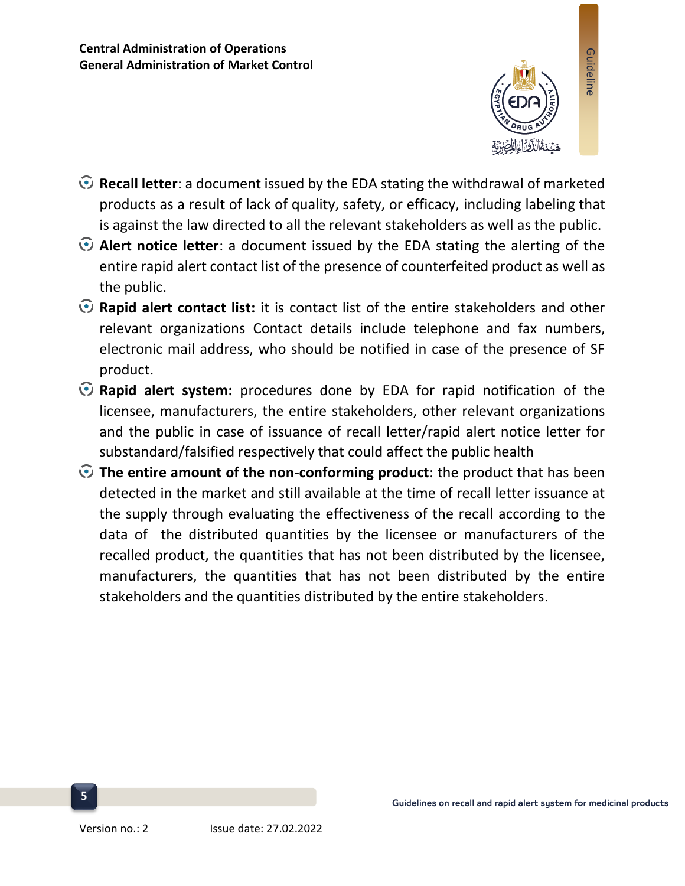- **Recall letter**: a document issued by the EDA stating the withdrawal of marketed products as a result of lack of quality, safety, or efficacy, including labeling that is against the law directed to all the relevant stakeholders as well as the public.
- **Alert notice letter**: a document issued by the EDA stating the alerting of the entire rapid alert contact list of the presence of counterfeited product as well as the public.
- **Rapid alert contact list:** it is contact list of the entire stakeholders and other relevant organizations Contact details include telephone and fax numbers, electronic mail address, who should be notified in case of the presence of SF product.
- **Rapid alert system:** procedures done by EDA for rapid notification of the licensee, manufacturers, the entire stakeholders, other relevant organizations and the public in case of issuance of recall letter/rapid alert notice letter for substandard/falsified respectively that could affect the public health
- **The entire amount of the non-conforming product**: the product that has been detected in the market and still available at the time of recall letter issuance at the supply through evaluating the effectiveness of the recall according to the data of the distributed quantities by the licensee or manufacturers of the recalled product, the quantities that has not been distributed by the licensee, manufacturers, the quantities that has not been distributed by the entire stakeholders and the quantities distributed by the entire stakeholders.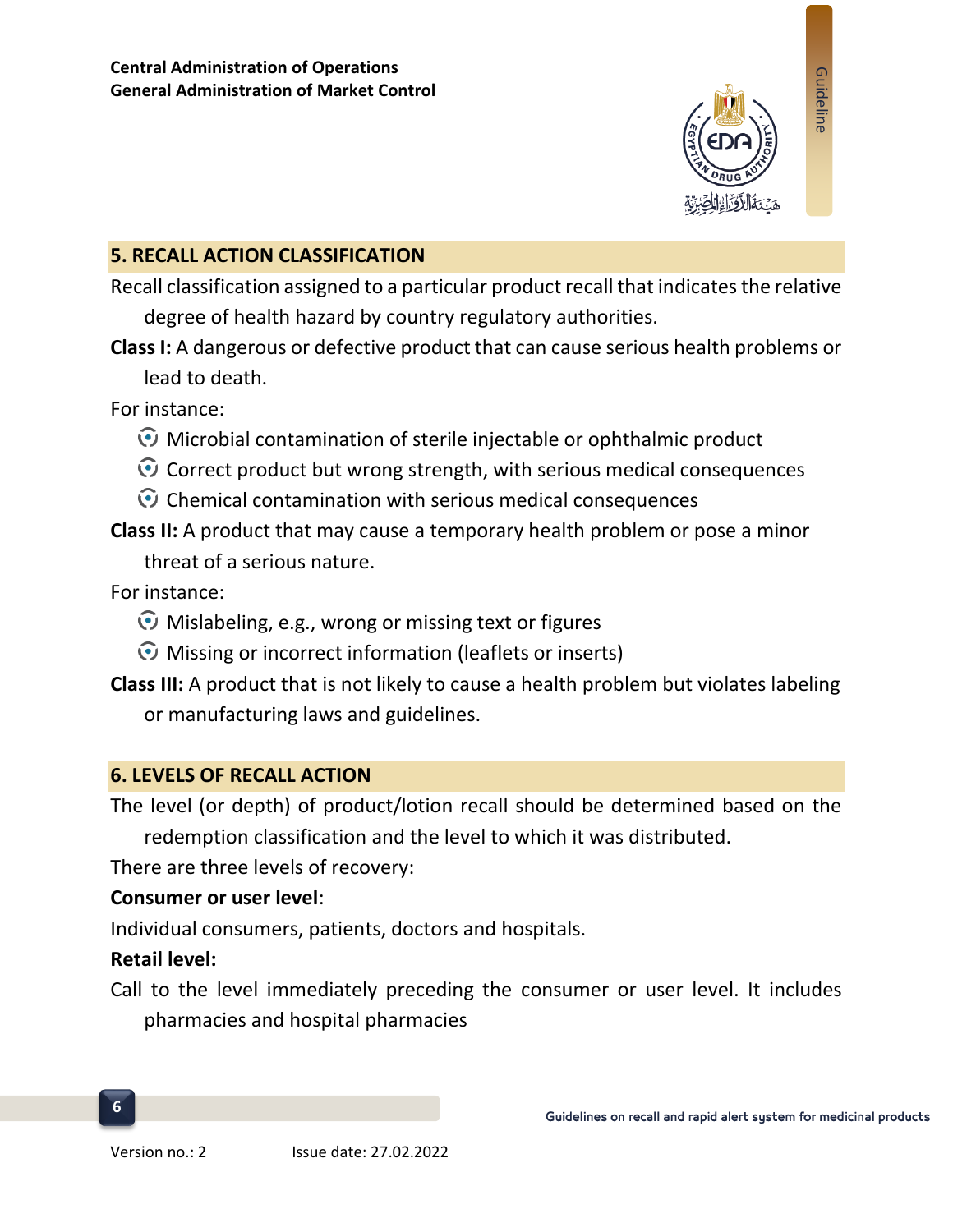## 5. RECALL ACTION CLASSIFICATION

Recall classification assigned to a particular product recall that indicates the relative degree of health hazard by country regulatory authorities.

**Class I:** A dangerous or defective product that can cause serious health problems or lead to death.

For instance:

- Microbial contamination of sterile injectable or ophthalmic product
- Correct product but wrong strength, with serious medical consequences
- Chemical contamination with serious medical consequences

**Class II:** A product that may cause a temporary health problem or pose a minor threat of a serious nature.

For instance:

- Mislabeling, e.g., wrong or missing text or figures
- Missing or incorrect information (leaflets or inserts)

**Class III:** A product that is not likely to cause a health problem but violates labeling or manufacturing laws and guidelines.

## 6. LEVELS OF RECALL ACTION

The level (or depth) of product/lotion recall should be determined based on the redemption classification and the level to which it was distributed.

There are three levels of recovery:

**Consumer or user level**:

Individual consumers, patients, doctors and hospitals.

**Retail level:**

Call to the level immediately preceding the consumer or user level. It includes pharmacies and hospital pharmacies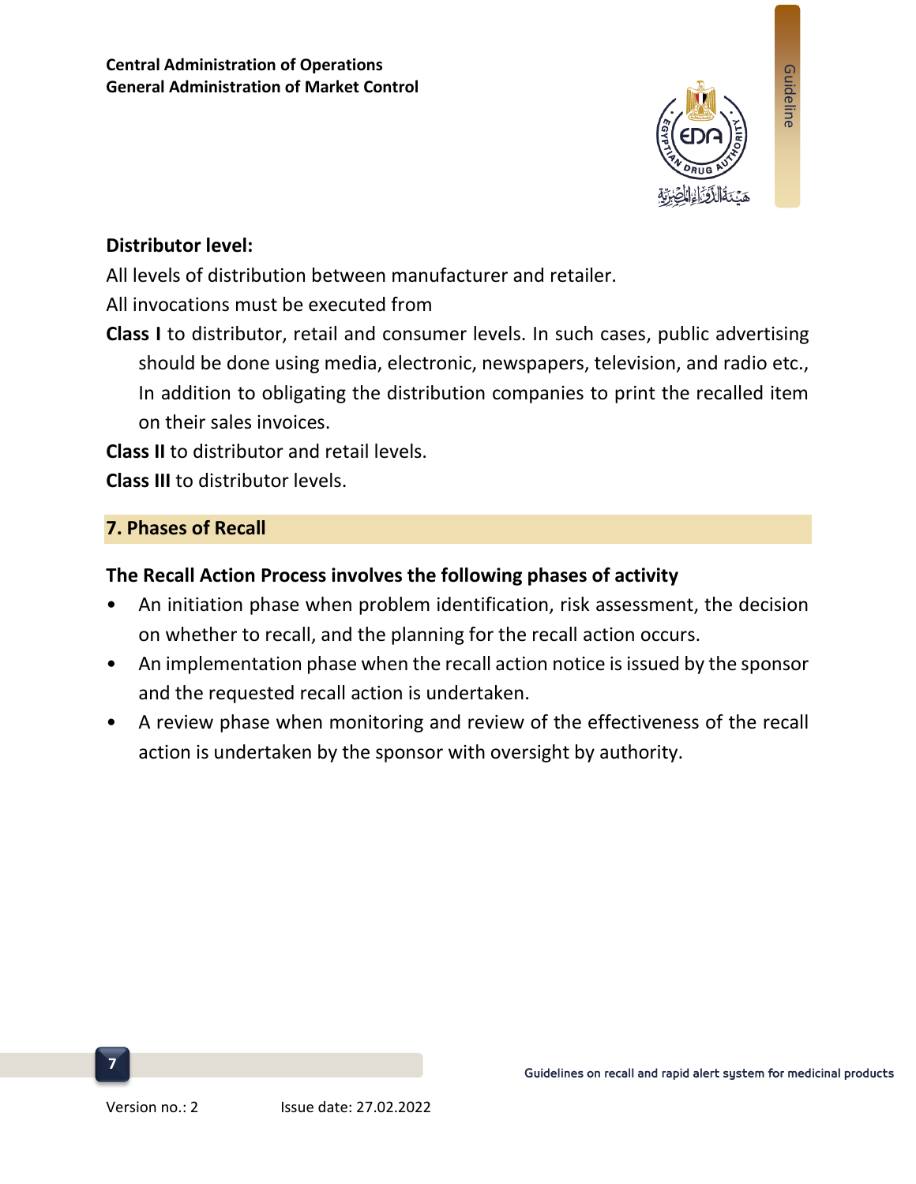**Distributor level:**

All levels of distribution between manufacturer and retailer.

All invocations must be executed from

**Class I** to distributor, retail and consumer levels. In such cases, public advertising should be done using media, electronic, newspapers, television, and radio etc., In addition to obligating the distribution companies to print the recalled item on their sales invoices.

**Class II** to distributor and retail levels.

**Class III** to distributor levels.

## 7. Phases of Recall

**The Recall Action Process involves the following phases of activity**

- An initiation phase when problem identification, risk assessment, the decision on whether to recall, and the planning for the recall action occurs.
- An implementation phase when the recall action notice is issued by the sponsor and the requested recall action is undertaken.
- A review phase when monitoring and review of the effectiveness of the recall action is undertaken by the sponsor with oversight by authority.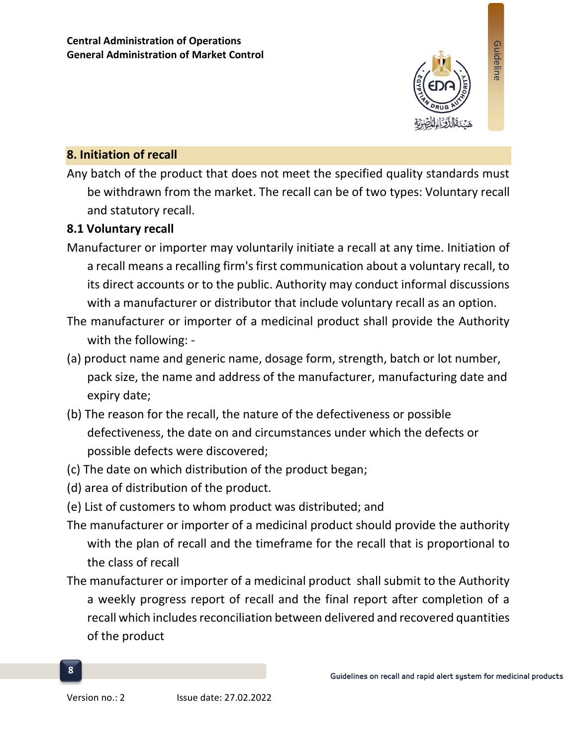## 8. Initiation of recall

Any batch of the product that does not meet the specified quality standards must be withdrawn from the market. The recall can be of two types: Voluntary recall and statutory recall.

### 8.1 Voluntary recall

Manufacturer or importer may voluntarily initiate a recall at any time. Initiation of a recall means a recalling firm's first communication about a voluntary recall, to its direct accounts or to the public. Authority may conduct informal discussions with a manufacturer or distributor that include voluntary recall as an option.

The manufacturer or importer of a medicinal product shall provide the Authority with the following: -

(a) product name and generic name, dosage form, strength, batch or lot number, pack size, the name and address of the manufacturer, manufacturing date and expiry date;

(b) The reason for the recall, the nature of the defectiveness or possible defectiveness, the date on and circumstances under which the defects or possible defects were discovered;

(c) The date on which distribution of the product began;

(d) area of distribution of the product.

(e) List of customers to whom product was distributed; and

The manufacturer or importer of a medicinal product should provide the authority with the plan of recall and the timeframe for the recall that is proportional to the class of recall

The manufacturer or importer of a medicinal product shall submit to the Authority a weekly progress report of recall and the final report after completion of a recall which includes reconciliation between delivered and recovered quantities of the product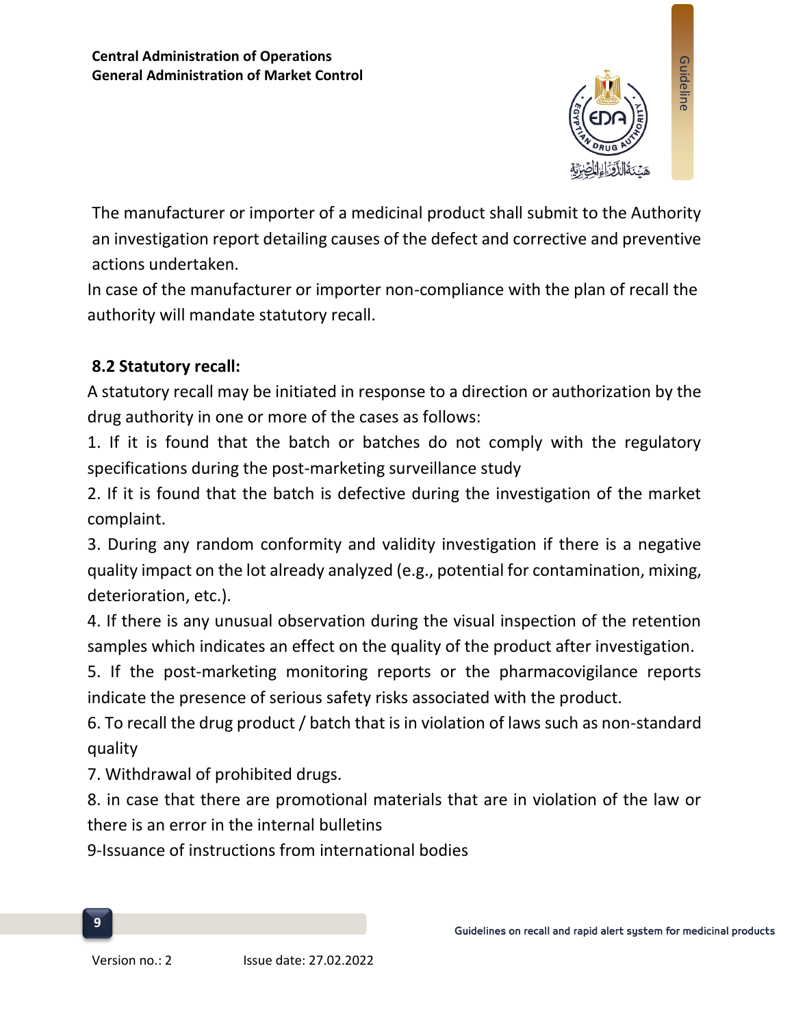The manufacturer or importer of a medicinal product shall submit to the Authority an investigation report detailing causes of the defect and corrective and preventive actions undertaken.

In case of the manufacturer or importer non-compliance with the plan of recall the authority will mandate statutory recall.

### 8.2 Statutory recall:

A statutory recall may be initiated in response to a direction or authorization by the drug authority in one or more of the cases as follows:

1. If it is found that the batch or batches do not comply with the regulatory specifications during the post-marketing surveillance study
2. If it is found that the batch is defective during the investigation of the market complaint.
3. During any random conformity and validity investigation if there is a negative quality impact on the lot already analyzed (e.g., potential for contamination, mixing, deterioration, etc.).
4. If there is any unusual observation during the visual inspection of the retention samples which indicates an effect on the quality of the product after investigation.
5. If the post-marketing monitoring reports or the pharmacovigilance reports indicate the presence of serious safety risks associated with the product.
6. To recall the drug product / batch that is in violation of laws such as non-standard quality
7. Withdrawal of prohibited drugs.
8. in case that there are promotional materials that are in violation of the law or there is an error in the internal bulletins
9-Issuance of instructions from international bodies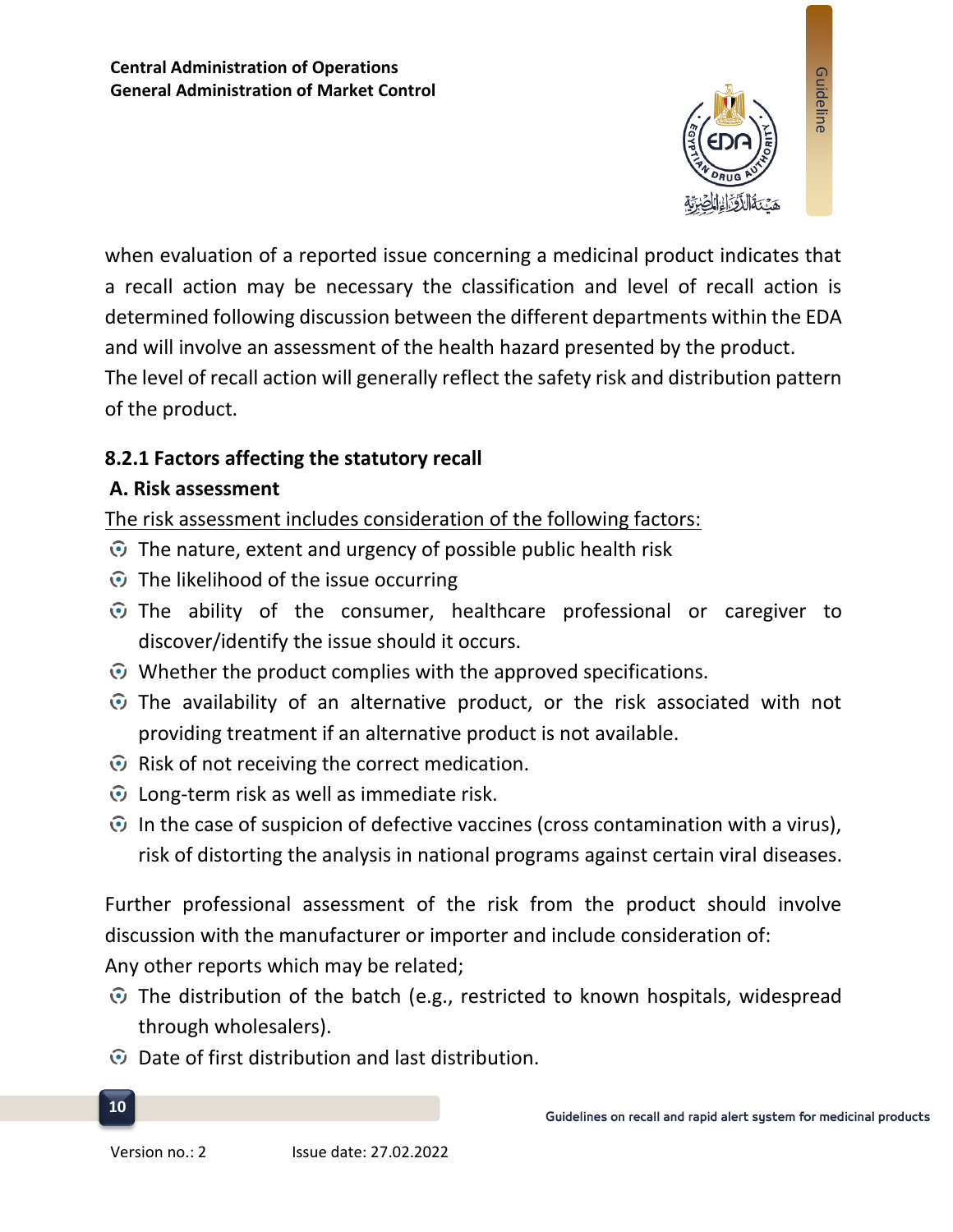when evaluation of a reported issue concerning a medicinal product indicates that a recall action may be necessary the classification and level of recall action is determined following discussion between the different departments within the EDA and will involve an assessment of the health hazard presented by the product.
The level of recall action will generally reflect the safety risk and distribution pattern of the product.

### 8.2.1 Factors affecting the statutory recall

#### A. Risk assessment

The risk assessment includes consideration of the following factors:

- The nature, extent and urgency of possible public health risk
- The likelihood of the issue occurring
- The ability of the consumer, healthcare professional or caregiver to discover/identify the issue should it occurs.
- Whether the product complies with the approved specifications.
- The availability of an alternative product, or the risk associated with not providing treatment if an alternative product is not available.
- Risk of not receiving the correct medication.
- Long-term risk as well as immediate risk.
- In the case of suspicion of defective vaccines (cross contamination with a virus), risk of distorting the analysis in national programs against certain viral diseases.

Further professional assessment of the risk from the product should involve discussion with the manufacturer or importer and include consideration of:
Any other reports which may be related;

- The distribution of the batch (e.g., restricted to known hospitals, widespread through wholesalers).
- Date of first distribution and last distribution.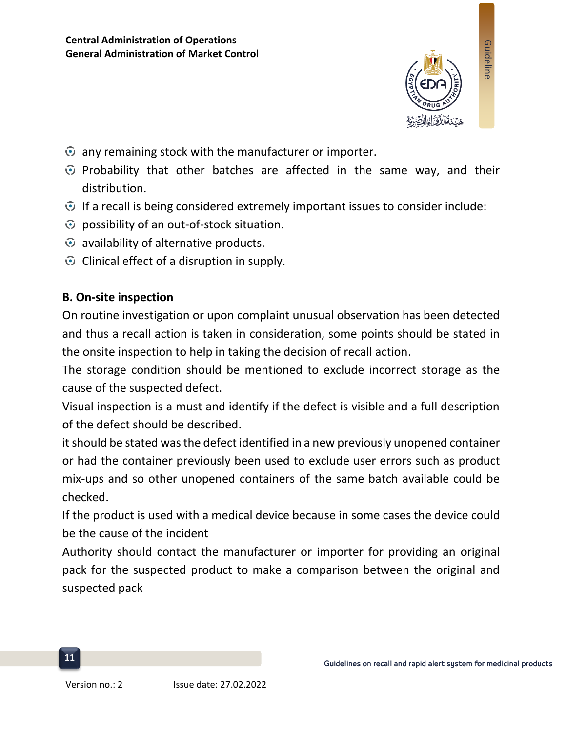- any remaining stock with the manufacturer or importer.
- Probability that other batches are affected in the same way, and their distribution.
- If a recall is being considered extremely important issues to consider include:
- possibility of an out-of-stock situation.
- availability of alternative products.
- Clinical effect of a disruption in supply.

**B. On-site inspection**

On routine investigation or upon complaint unusual observation has been detected and thus a recall action is taken in consideration, some points should be stated in the onsite inspection to help in taking the decision of recall action.

The storage condition should be mentioned to exclude incorrect storage as the cause of the suspected defect.

Visual inspection is a must and identify if the defect is visible and a full description of the defect should be described.

it should be stated was the defect identified in a new previously unopened container or had the container previously been used to exclude user errors such as product mix-ups and so other unopened containers of the same batch available could be checked.

If the product is used with a medical device because in some cases the device could be the cause of the incident

Authority should contact the manufacturer or importer for providing an original pack for the suspected product to make a comparison between the original and suspected pack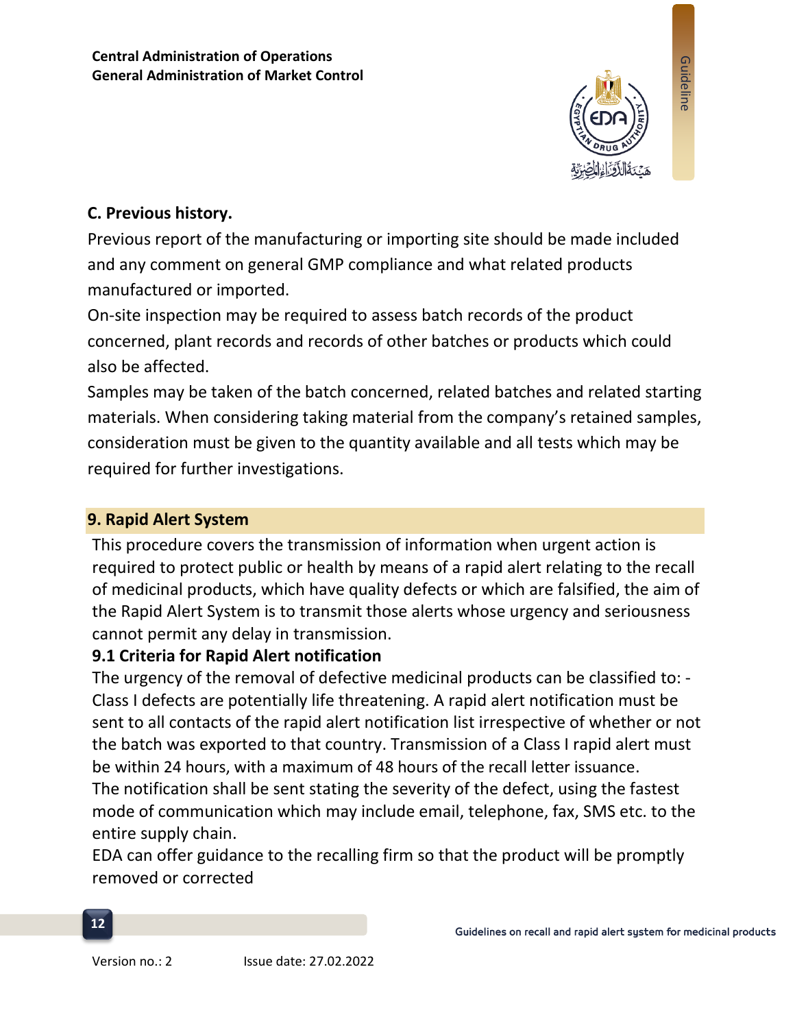### C. Previous history.

Previous report of the manufacturing or importing site should be made included and any comment on general GMP compliance and what related products manufactured or imported.

On-site inspection may be required to assess batch records of the product concerned, plant records and records of other batches or products which could also be affected.

Samples may be taken of the batch concerned, related batches and related starting materials. When considering taking material from the company's retained samples, consideration must be given to the quantity available and all tests which may be required for further investigations.

## 9. Rapid Alert System

This procedure covers the transmission of information when urgent action is required to protect public or health by means of a rapid alert relating to the recall of medicinal products, which have quality defects or which are falsified, the aim of the Rapid Alert System is to transmit those alerts whose urgency and seriousness cannot permit any delay in transmission.

### 9.1 Criteria for Rapid Alert notification

The urgency of the removal of defective medicinal products can be classified to: -

Class I defects are potentially life threatening. A rapid alert notification must be sent to all contacts of the rapid alert notification list irrespective of whether or not the batch was exported to that country. Transmission of a Class I rapid alert must be within 24 hours, with a maximum of 48 hours of the recall letter issuance.

The notification shall be sent stating the severity of the defect, using the fastest mode of communication which may include email, telephone, fax, SMS etc. to the entire supply chain.

EDA can offer guidance to the recalling firm so that the product will be promptly removed or corrected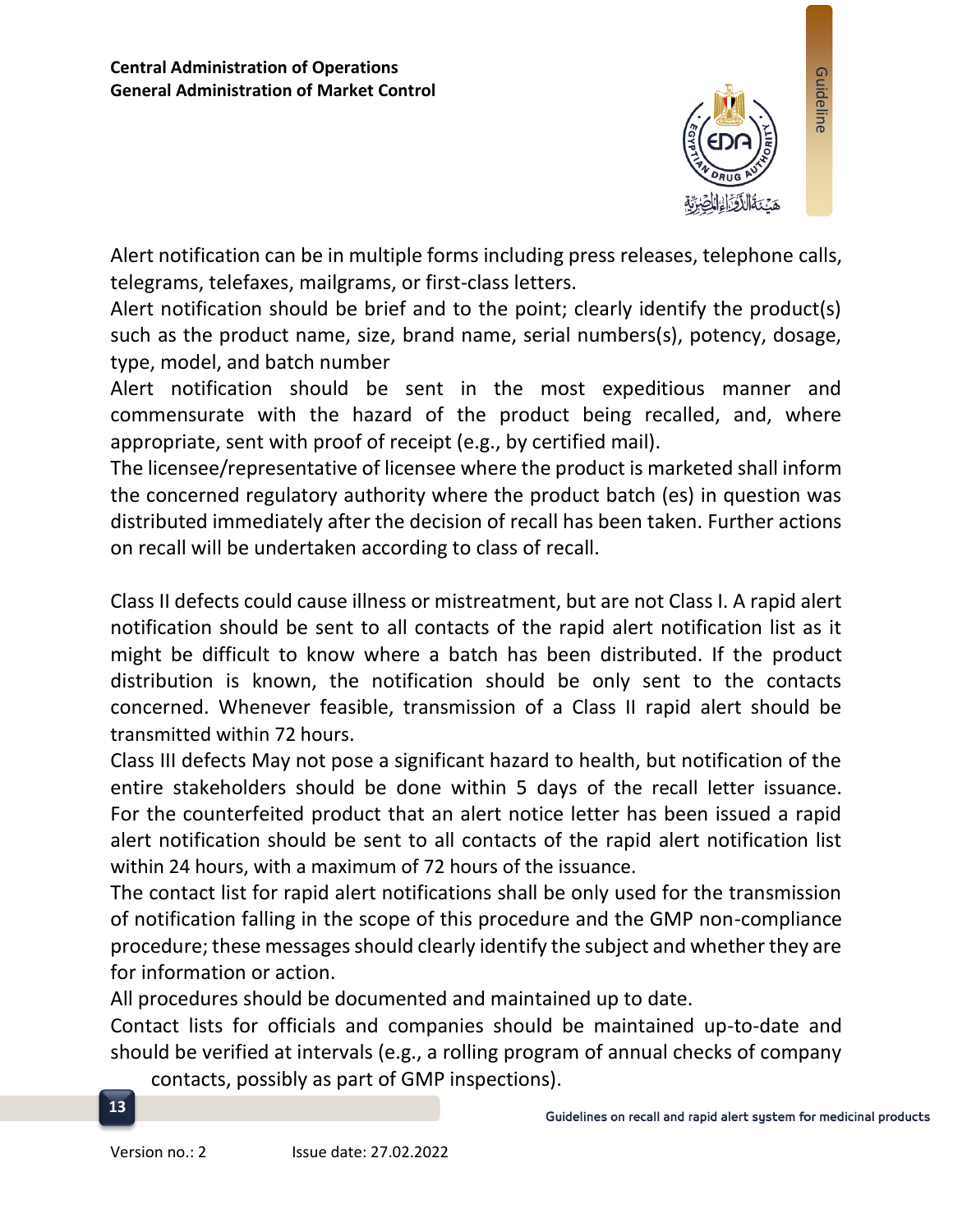Alert notification can be in multiple forms including press releases, telephone calls, telegrams, telefaxes, mailgrams, or first-class letters.

Alert notification should be brief and to the point; clearly identify the product(s) such as the product name, size, brand name, serial numbers(s), potency, dosage, type, model, and batch number

Alert notification should be sent in the most expeditious manner and commensurate with the hazard of the product being recalled, and, where appropriate, sent with proof of receipt (e.g., by certified mail).

The licensee/representative of licensee where the product is marketed shall inform the concerned regulatory authority where the product batch (es) in question was distributed immediately after the decision of recall has been taken. Further actions on recall will be undertaken according to class of recall.

Class II defects could cause illness or mistreatment, but are not Class I. A rapid alert notification should be sent to all contacts of the rapid alert notification list as it might be difficult to know where a batch has been distributed. If the product distribution is known, the notification should be only sent to the contacts concerned. Whenever feasible, transmission of a Class II rapid alert should be transmitted within 72 hours.

Class III defects May not pose a significant hazard to health, but notification of the entire stakeholders should be done within 5 days of the recall letter issuance. For the counterfeited product that an alert notice letter has been issued a rapid alert notification should be sent to all contacts of the rapid alert notification list within 24 hours, with a maximum of 72 hours of the issuance.

The contact list for rapid alert notifications shall be only used for the transmission of notification falling in the scope of this procedure and the GMP non-compliance procedure; these messages should clearly identify the subject and whether they are for information or action.

All procedures should be documented and maintained up to date.

Contact lists for officials and companies should be maintained up-to-date and should be verified at intervals (e.g., a rolling program of annual checks of company contacts, possibly as part of GMP inspections).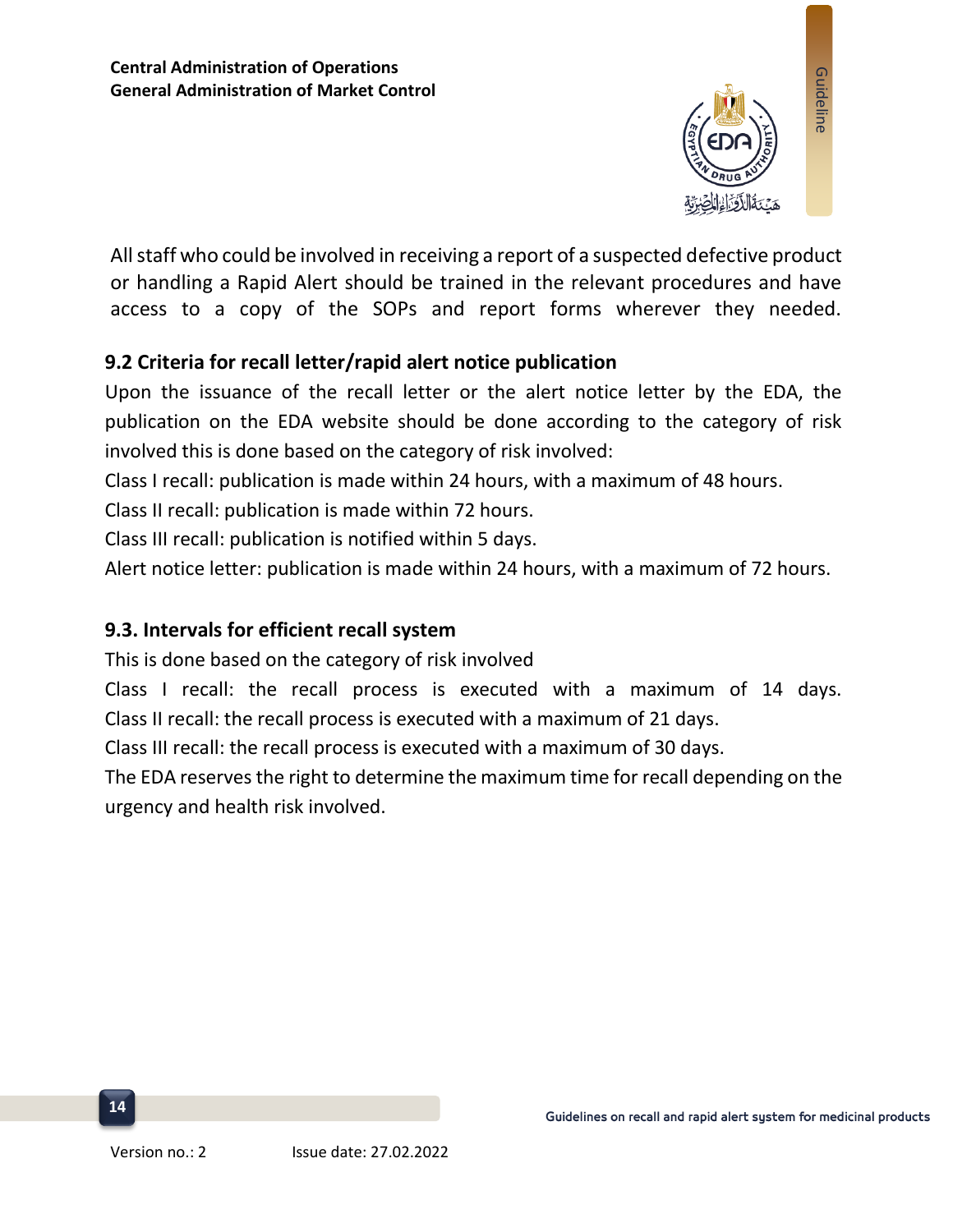All staff who could be involved in receiving a report of a suspected defective product or handling a Rapid Alert should be trained in the relevant procedures and have access to a copy of the SOPs and report forms wherever they needed.

### 9.2 Criteria for recall letter/rapid alert notice publication

Upon the issuance of the recall letter or the alert notice letter by the EDA, the publication on the EDA website should be done according to the category of risk involved this is done based on the category of risk involved:

Class I recall: publication is made within 24 hours, with a maximum of 48 hours.

Class II recall: publication is made within 72 hours.

Class III recall: publication is notified within 5 days.

Alert notice letter: publication is made within 24 hours, with a maximum of 72 hours.

### 9.3. Intervals for efficient recall system

This is done based on the category of risk involved

Class I recall: the recall process is executed with a maximum of 14 days.

Class II recall: the recall process is executed with a maximum of 21 days.

Class III recall: the recall process is executed with a maximum of 30 days.

The EDA reserves the right to determine the maximum time for recall depending on the urgency and health risk involved.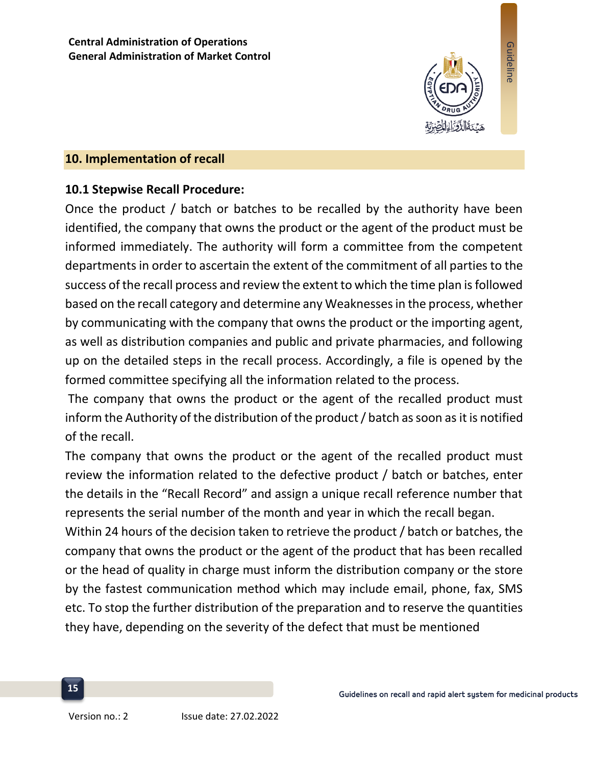## 10. Implementation of recall

### 10.1 Stepwise Recall Procedure:

Once the product / batch or batches to be recalled by the authority have been identified, the company that owns the product or the agent of the product must be informed immediately. The authority will form a committee from the competent departments in order to ascertain the extent of the commitment of all parties to the success of the recall process and review the extent to which the time plan is followed based on the recall category and determine any Weaknesses in the process, whether by communicating with the company that owns the product or the importing agent, as well as distribution companies and public and private pharmacies, and following up on the detailed steps in the recall process. Accordingly, a file is opened by the formed committee specifying all the information related to the process.

The company that owns the product or the agent of the recalled product must inform the Authority of the distribution of the product / batch as soon as it is notified of the recall.

The company that owns the product or the agent of the recalled product must review the information related to the defective product / batch or batches, enter the details in the "Recall Record" and assign a unique recall reference number that represents the serial number of the month and year in which the recall began.

Within 24 hours of the decision taken to retrieve the product / batch or batches, the company that owns the product or the agent of the product that has been recalled or the head of quality in charge must inform the distribution company or the store by the fastest communication method which may include email, phone, fax, SMS etc. To stop the further distribution of the preparation and to reserve the quantities they have, depending on the severity of the defect that must be mentioned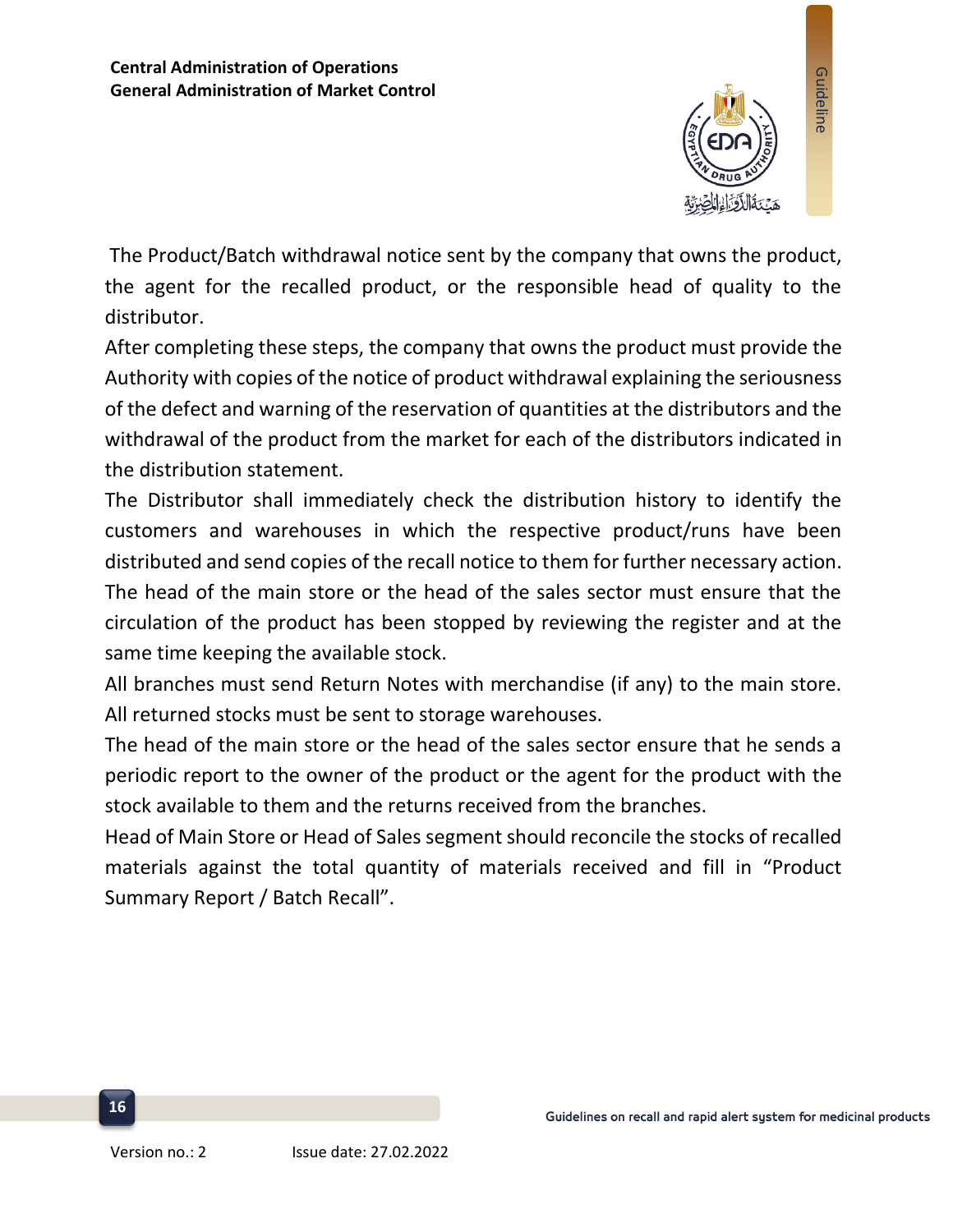The Product/Batch withdrawal notice sent by the company that owns the product, the agent for the recalled product, or the responsible head of quality to the distributor.

After completing these steps, the company that owns the product must provide the Authority with copies of the notice of product withdrawal explaining the seriousness of the defect and warning of the reservation of quantities at the distributors and the withdrawal of the product from the market for each of the distributors indicated in the distribution statement.

The Distributor shall immediately check the distribution history to identify the customers and warehouses in which the respective product/runs have been distributed and send copies of the recall notice to them for further necessary action.

The head of the main store or the head of the sales sector must ensure that the circulation of the product has been stopped by reviewing the register and at the same time keeping the available stock.

All branches must send Return Notes with merchandise (if any) to the main store.

All returned stocks must be sent to storage warehouses.

The head of the main store or the head of the sales sector ensure that he sends a periodic report to the owner of the product or the agent for the product with the stock available to them and the returns received from the branches.

Head of Main Store or Head of Sales segment should reconcile the stocks of recalled materials against the total quantity of materials received and fill in "Product Summary Report / Batch Recall".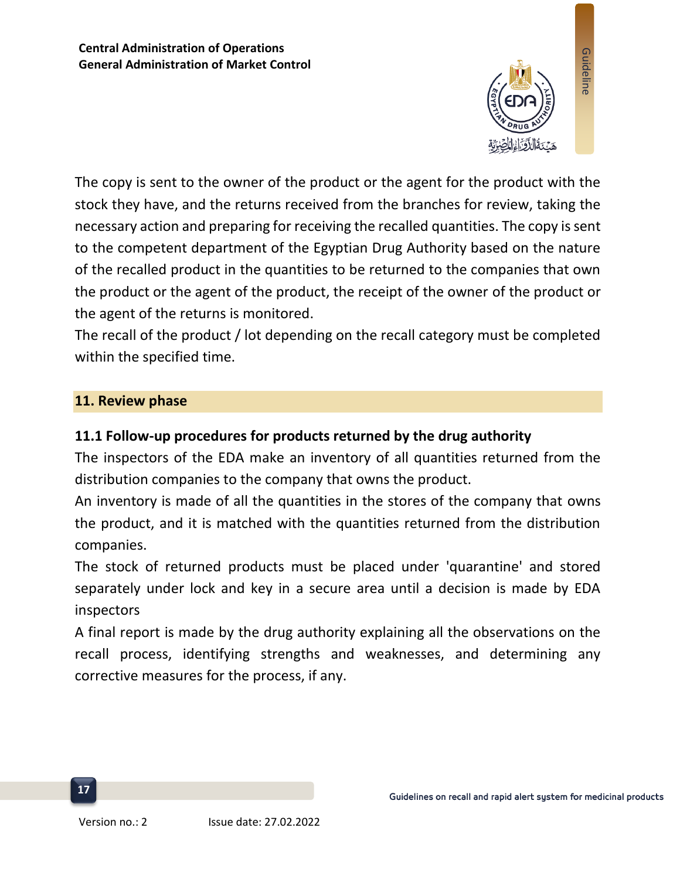The copy is sent to the owner of the product or the agent for the product with the stock they have, and the returns received from the branches for review, taking the necessary action and preparing for receiving the recalled quantities. The copy is sent to the competent department of the Egyptian Drug Authority based on the nature of the recalled product in the quantities to be returned to the companies that own the product or the agent of the product, the receipt of the owner of the product or the agent of the returns is monitored.

The recall of the product / lot depending on the recall category must be completed within the specified time.

## 11. Review phase

### 11.1 Follow-up procedures for products returned by the drug authority

The inspectors of the EDA make an inventory of all quantities returned from the distribution companies to the company that owns the product.

An inventory is made of all the quantities in the stores of the company that owns the product, and it is matched with the quantities returned from the distribution companies.

The stock of returned products must be placed under 'quarantine' and stored separately under lock and key in a secure area until a decision is made by EDA inspectors

A final report is made by the drug authority explaining all the observations on the recall process, identifying strengths and weaknesses, and determining any corrective measures for the process, if any.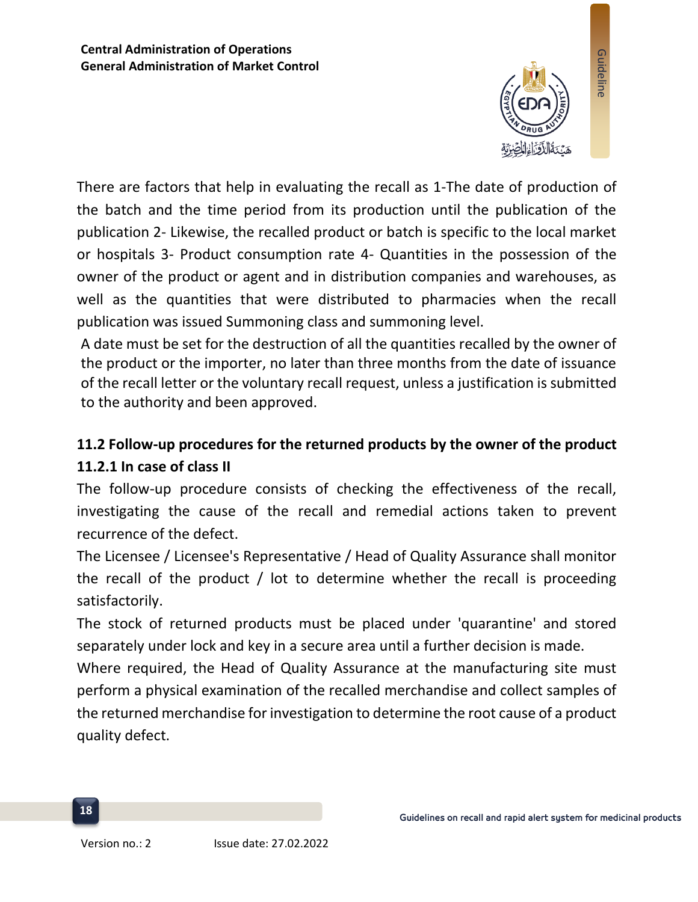There are factors that help in evaluating the recall as 1-The date of production of the batch and the time period from its production until the publication of the publication 2- Likewise, the recalled product or batch is specific to the local market or hospitals 3- Product consumption rate 4- Quantities in the possession of the owner of the product or agent and in distribution companies and warehouses, as well as the quantities that were distributed to pharmacies when the recall publication was issued Summoning class and summoning level.

A date must be set for the destruction of all the quantities recalled by the owner of the product or the importer, no later than three months from the date of issuance of the recall letter or the voluntary recall request, unless a justification is submitted to the authority and been approved.

## 11.2 Follow-up procedures for the returned products by the owner of the product

### 11.2.1 In case of class II

The follow-up procedure consists of checking the effectiveness of the recall, investigating the cause of the recall and remedial actions taken to prevent recurrence of the defect.

The Licensee / Licensee's Representative / Head of Quality Assurance shall monitor the recall of the product / lot to determine whether the recall is proceeding satisfactorily.

The stock of returned products must be placed under 'quarantine' and stored separately under lock and key in a secure area until a further decision is made.

Where required, the Head of Quality Assurance at the manufacturing site must perform a physical examination of the recalled merchandise and collect samples of the returned merchandise for investigation to determine the root cause of a product quality defect.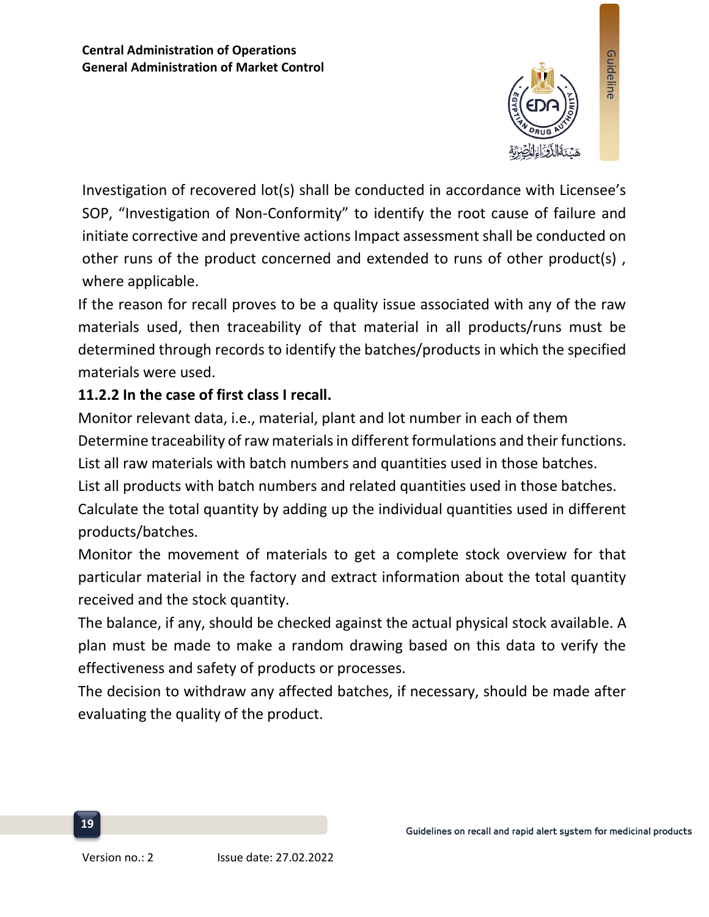Investigation of recovered lot(s) shall be conducted in accordance with Licensee's SOP, "Investigation of Non-Conformity" to identify the root cause of failure and initiate corrective and preventive actions Impact assessment shall be conducted on other runs of the product concerned and extended to runs of other product(s) , where applicable.

If the reason for recall proves to be a quality issue associated with any of the raw materials used, then traceability of that material in all products/runs must be determined through records to identify the batches/products in which the specified materials were used.

**11.2.2 In the case of first class I recall.**

Monitor relevant data, i.e., material, plant and lot number in each of them

Determine traceability of raw materials in different formulations and their functions.

List all raw materials with batch numbers and quantities used in those batches.

List all products with batch numbers and related quantities used in those batches.

Calculate the total quantity by adding up the individual quantities used in different products/batches.

Monitor the movement of materials to get a complete stock overview for that particular material in the factory and extract information about the total quantity received and the stock quantity.

The balance, if any, should be checked against the actual physical stock available. A plan must be made to make a random drawing based on this data to verify the effectiveness and safety of products or processes.

The decision to withdraw any affected batches, if necessary, should be made after evaluating the quality of the product.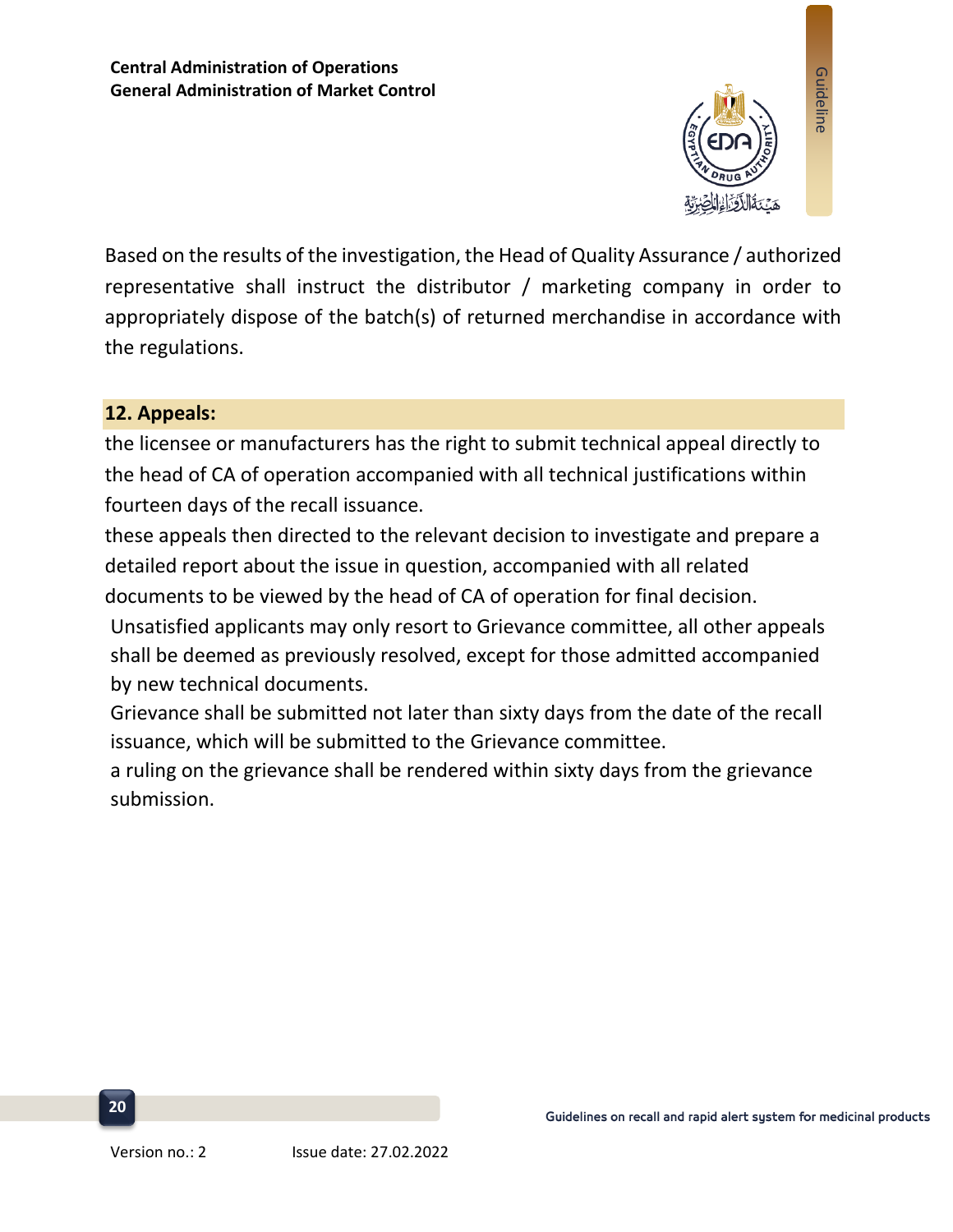Based on the results of the investigation, the Head of Quality Assurance / authorized representative shall instruct the distributor / marketing company in order to appropriately dispose of the batch(s) of returned merchandise in accordance with the regulations.

## 12. Appeals:

the licensee or manufacturers has the right to submit technical appeal directly to the head of CA of operation accompanied with all technical justifications within fourteen days of the recall issuance.

these appeals then directed to the relevant decision to investigate and prepare a detailed report about the issue in question, accompanied with all related documents to be viewed by the head of CA of operation for final decision.

Unsatisfied applicants may only resort to Grievance committee, all other appeals shall be deemed as previously resolved, except for those admitted accompanied by new technical documents.

Grievance shall be submitted not later than sixty days from the date of the recall issuance, which will be submitted to the Grievance committee.

a ruling on the grievance shall be rendered within sixty days from the grievance submission.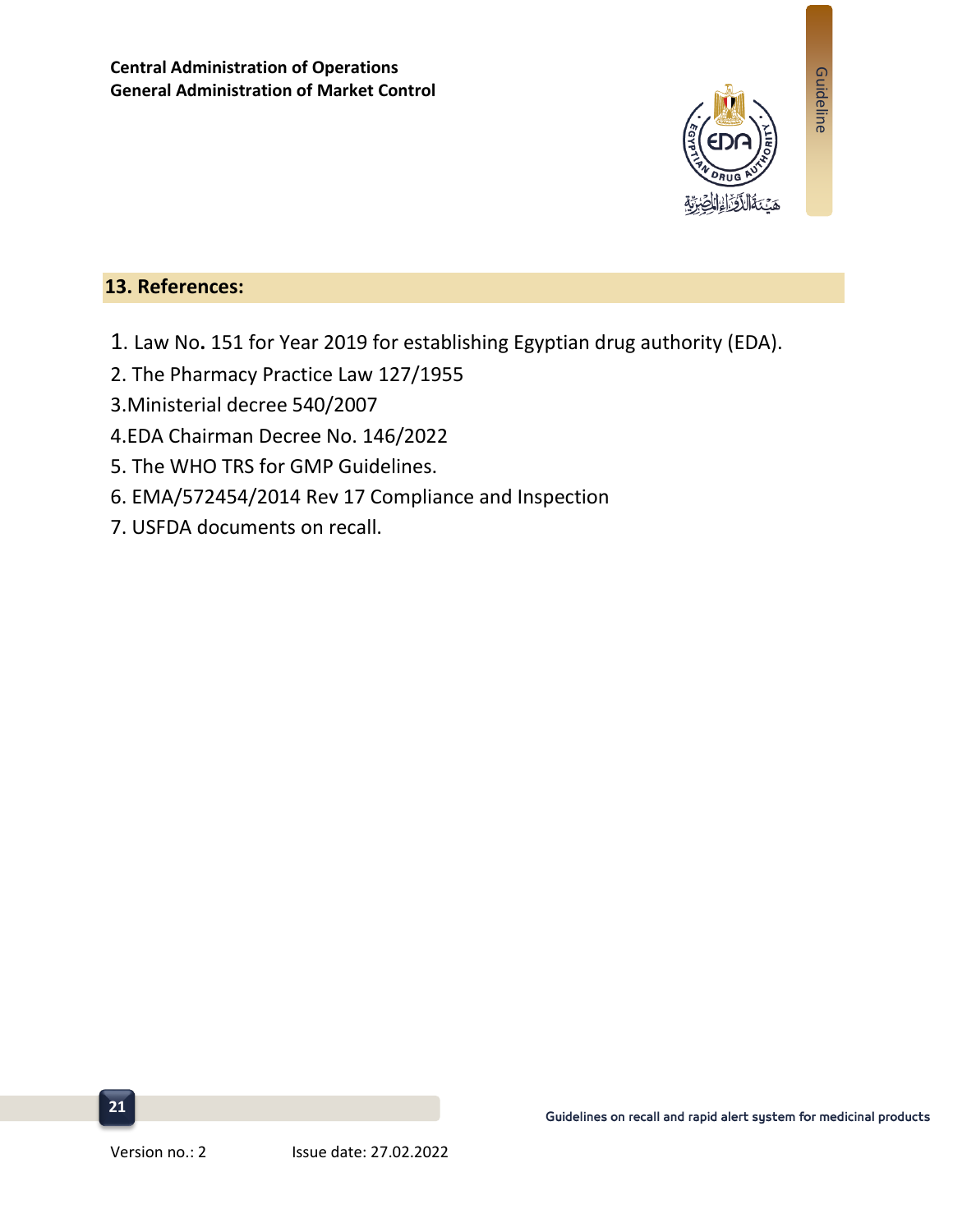## 13. References:

1. Law No. 151 for Year 2019 for establishing Egyptian drug authority (EDA).
2. The Pharmacy Practice Law 127/1955
3. Ministerial decree 540/2007
4. EDA Chairman Decree No. 146/2022
5. The WHO TRS for GMP Guidelines.
6. EMA/572454/2014 Rev 17 Compliance and Inspection
7. USFDA documents on recall.